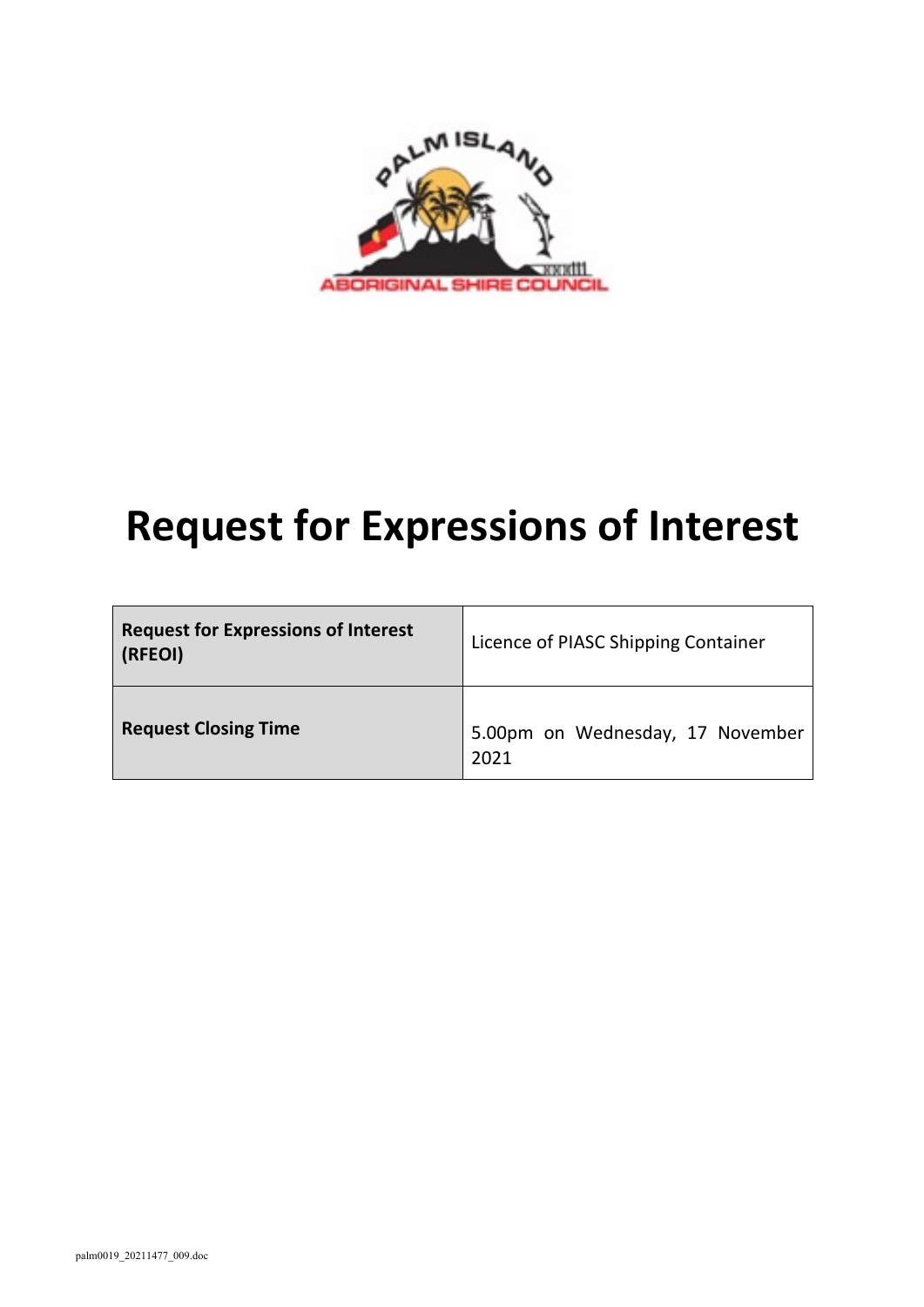# Request for Expressions of Interest

| Request for Expressions of Interest (RFEOI) | Licence of PIASC Shipping Container |
|---|---|
| Request Closing Time | 5.00pm on Wednesday, 17 November 2021 |

palm0019_20211477_009.doc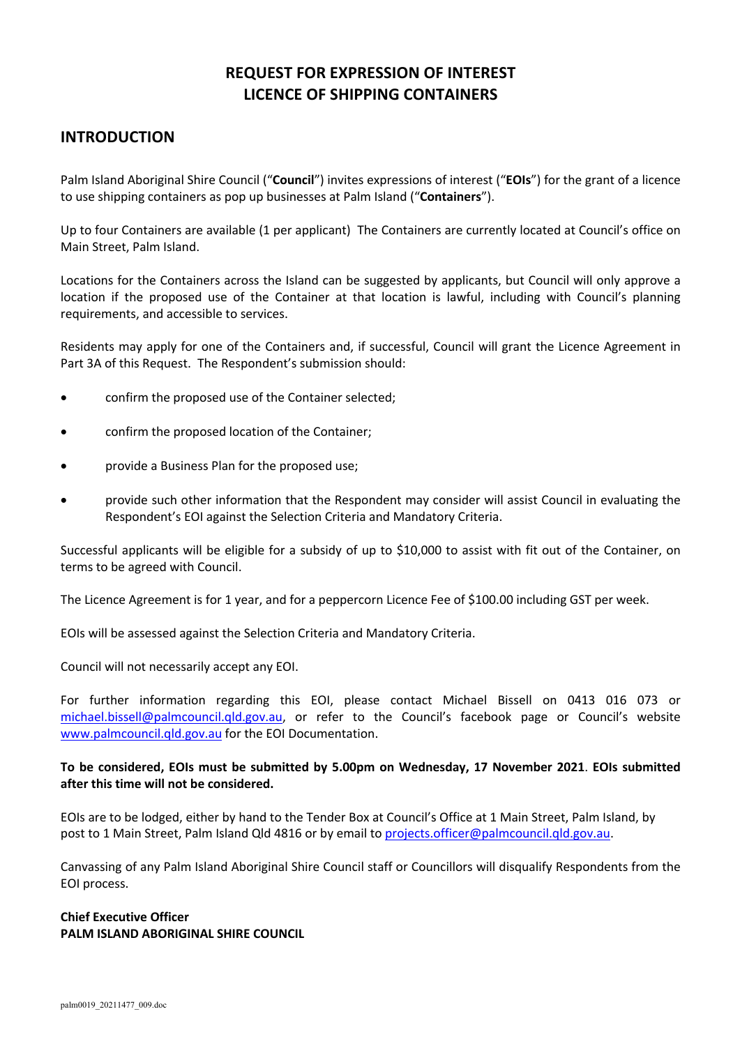# REQUEST FOR EXPRESSION OF INTEREST
# LICENCE OF SHIPPING CONTAINERS

## INTRODUCTION

Palm Island Aboriginal Shire Council ("**Council**") invites expressions of interest ("**EOIs**") for the grant of a licence to use shipping containers as pop up businesses at Palm Island ("**Containers**").

Up to four Containers are available (1 per applicant) The Containers are currently located at Council's office on Main Street, Palm Island.

Locations for the Containers across the Island can be suggested by applicants, but Council will only approve a location if the proposed use of the Container at that location is lawful, including with Council's planning requirements, and accessible to services.

Residents may apply for one of the Containers and, if successful, Council will grant the Licence Agreement in Part 3A of this Request. The Respondent's submission should:

- confirm the proposed use of the Container selected;
- confirm the proposed location of the Container;
- provide a Business Plan for the proposed use;
- provide such other information that the Respondent may consider will assist Council in evaluating the Respondent's EOI against the Selection Criteria and Mandatory Criteria.

Successful applicants will be eligible for a subsidy of up to $10,000 to assist with fit out of the Container, on terms to be agreed with Council.

The Licence Agreement is for 1 year, and for a peppercorn Licence Fee of $100.00 including GST per week.

EOIs will be assessed against the Selection Criteria and Mandatory Criteria.

Council will not necessarily accept any EOI.

For further information regarding this EOI, please contact Michael Bissell on 0413 016 073 or michael.bissell@palmcouncil.qld.gov.au, or refer to the Council's facebook page or Council's website www.palmcouncil.qld.gov.au for the EOI Documentation.

**To be considered, EOIs must be submitted by 5.00pm on Wednesday, 17 November 2021**. **EOIs submitted after this time will not be considered.**

EOIs are to be lodged, either by hand to the Tender Box at Council's Office at 1 Main Street, Palm Island, by post to 1 Main Street, Palm Island Qld 4816 or by email to projects.officer@palmcouncil.qld.gov.au.

Canvassing of any Palm Island Aboriginal Shire Council staff or Councillors will disqualify Respondents from the EOI process.

**Chief Executive Officer**
**PALM ISLAND ABORIGINAL SHIRE COUNCIL**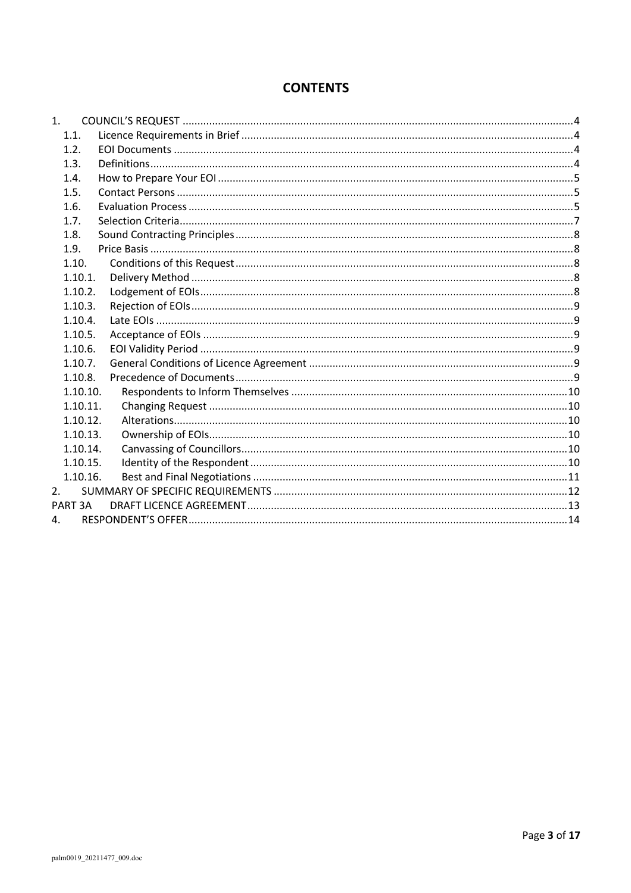# CONTENTS

| | | |
|---|---|---|
| 1. | COUNCIL'S REQUEST | 4 |
| 1.1. | Licence Requirements in Brief | 4 |
| 1.2. | EOI Documents | 4 |
| 1.3. | Definitions | 4 |
| 1.4. | How to Prepare Your EOI | 5 |
| 1.5. | Contact Persons | 5 |
| 1.6. | Evaluation Process | 5 |
| 1.7. | Selection Criteria | 7 |
| 1.8. | Sound Contracting Principles | 8 |
| 1.9. | Price Basis | 8 |
| 1.10. | Conditions of this Request | 8 |
| 1.10.1. | Delivery Method | 8 |
| 1.10.2. | Lodgement of EOIs | 8 |
| 1.10.3. | Rejection of EOIs | 9 |
| 1.10.4. | Late EOIs | 9 |
| 1.10.5. | Acceptance of EOIs | 9 |
| 1.10.6. | EOI Validity Period | 9 |
| 1.10.7. | General Conditions of Licence Agreement | 9 |
| 1.10.8. | Precedence of Documents | 9 |
| 1.10.10. | Respondents to Inform Themselves | 10 |
| 1.10.11. | Changing Request | 10 |
| 1.10.12. | Alterations | 10 |
| 1.10.13. | Ownership of EOIs | 10 |
| 1.10.14. | Canvassing of Councillors | 10 |
| 1.10.15. | Identity of the Respondent | 10 |
| 1.10.16. | Best and Final Negotiations | 11 |
| 2. | SUMMARY OF SPECIFIC REQUIREMENTS | 12 |
| PART 3A | DRAFT LICENCE AGREEMENT | 13 |
| 4. | RESPONDENT'S OFFER | 14 |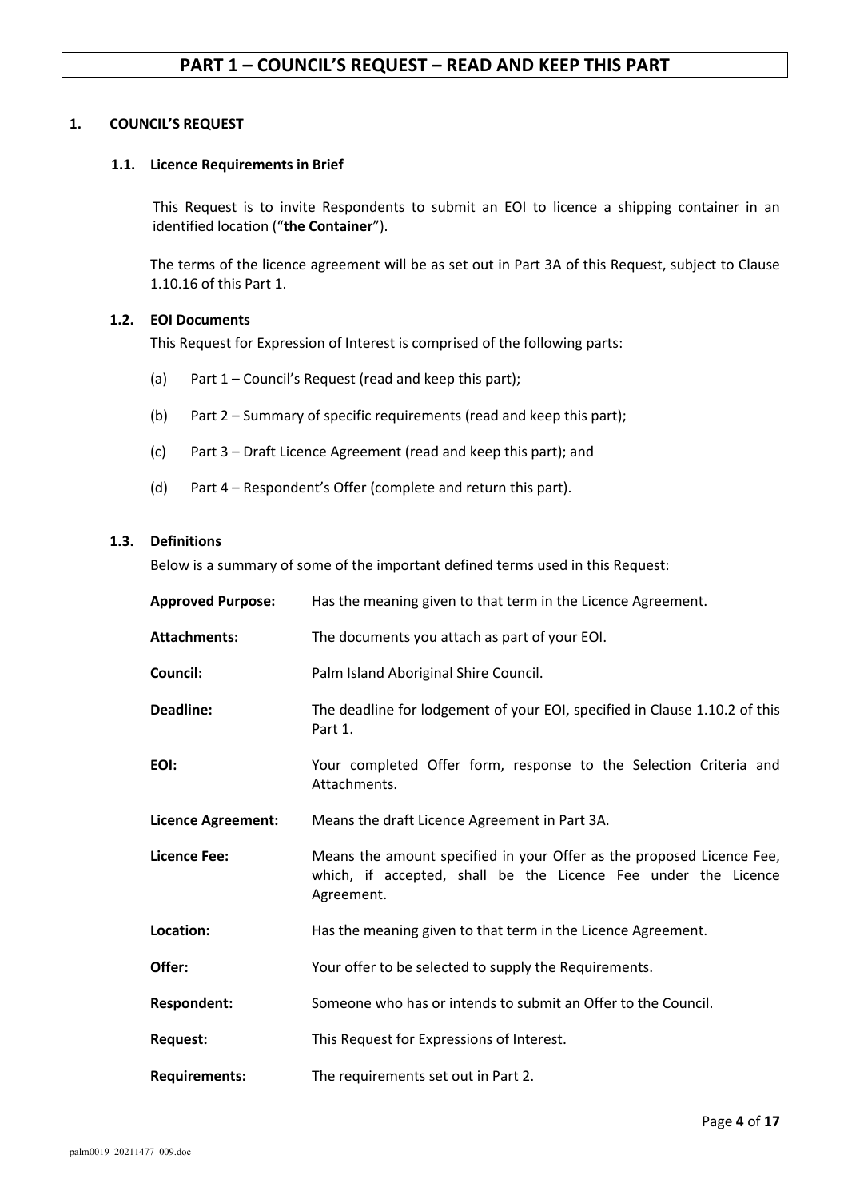# PART 1 – COUNCIL'S REQUEST – READ AND KEEP THIS PART

## 1. COUNCIL'S REQUEST

### 1.1. Licence Requirements in Brief

This Request is to invite Respondents to submit an EOI to licence a shipping container in an identified location ("**the Container**").

The terms of the licence agreement will be as set out in Part 3A of this Request, subject to Clause 1.10.16 of this Part 1.

### 1.2. EOI Documents

This Request for Expression of Interest is comprised of the following parts:

(a) Part 1 – Council's Request (read and keep this part);

(b) Part 2 – Summary of specific requirements (read and keep this part);

(c) Part 3 – Draft Licence Agreement (read and keep this part); and

(d) Part 4 – Respondent's Offer (complete and return this part).

### 1.3. Definitions

Below is a summary of some of the important defined terms used in this Request:

| | |
|---|---|
| **Approved Purpose:** | Has the meaning given to that term in the Licence Agreement. |
| **Attachments:** | The documents you attach as part of your EOI. |
| **Council:** | Palm Island Aboriginal Shire Council. |
| **Deadline:** | The deadline for lodgement of your EOI, specified in Clause 1.10.2 of this Part 1. |
| **EOI:** | Your completed Offer form, response to the Selection Criteria and Attachments. |
| **Licence Agreement:** | Means the draft Licence Agreement in Part 3A. |
| **Licence Fee:** | Means the amount specified in your Offer as the proposed Licence Fee, which, if accepted, shall be the Licence Fee under the Licence Agreement. |
| **Location:** | Has the meaning given to that term in the Licence Agreement. |
| **Offer:** | Your offer to be selected to supply the Requirements. |
| **Respondent:** | Someone who has or intends to submit an Offer to the Council. |
| **Request:** | This Request for Expressions of Interest. |
| **Requirements:** | The requirements set out in Part 2. |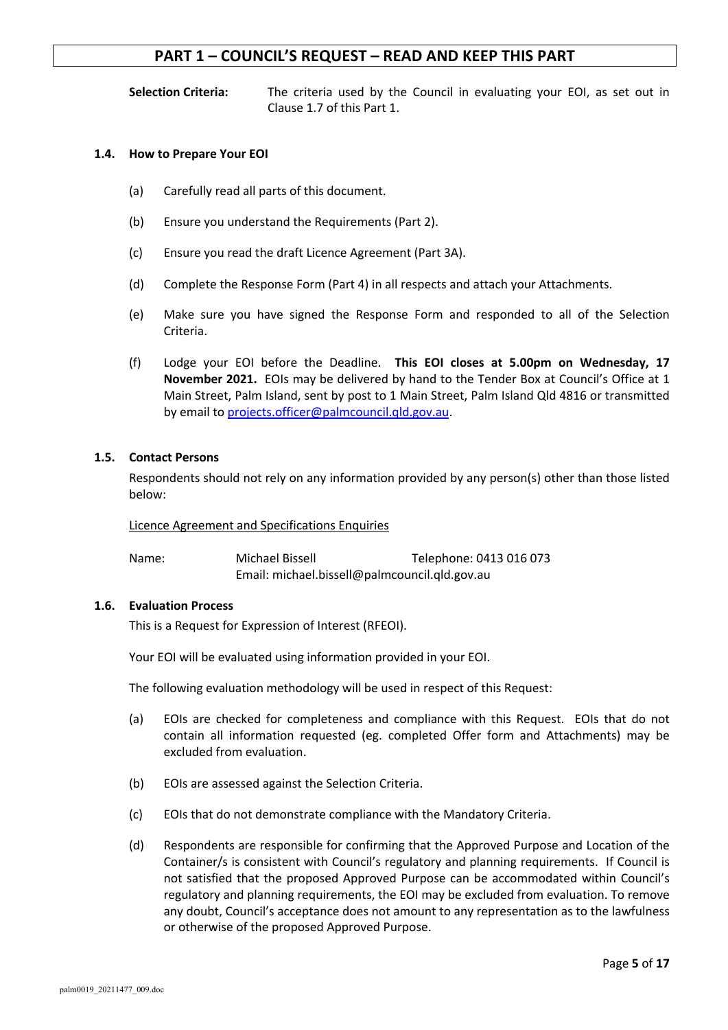## PART 1 – COUNCIL'S REQUEST – READ AND KEEP THIS PART

**Selection Criteria:** The criteria used by the Council in evaluating your EOI, as set out in Clause 1.7 of this Part 1.

### 1.4. How to Prepare Your EOI

(a) Carefully read all parts of this document.

(b) Ensure you understand the Requirements (Part 2).

(c) Ensure you read the draft Licence Agreement (Part 3A).

(d) Complete the Response Form (Part 4) in all respects and attach your Attachments.

(e) Make sure you have signed the Response Form and responded to all of the Selection Criteria.

(f) Lodge your EOI before the Deadline. **This EOI closes at 5.00pm on Wednesday, 17 November 2021.** EOIs may be delivered by hand to the Tender Box at Council's Office at 1 Main Street, Palm Island, sent by post to 1 Main Street, Palm Island Qld 4816 or transmitted by email to projects.officer@palmcouncil.qld.gov.au.

### 1.5. Contact Persons

Respondents should not rely on any information provided by any person(s) other than those listed below:

Licence Agreement and Specifications Enquiries

Name: Michael Bissell Telephone: 0413 016 073
Email: michael.bissell@palmcouncil.qld.gov.au

### 1.6. Evaluation Process

This is a Request for Expression of Interest (RFEOI).

Your EOI will be evaluated using information provided in your EOI.

The following evaluation methodology will be used in respect of this Request:

(a) EOIs are checked for completeness and compliance with this Request. EOIs that do not contain all information requested (eg. completed Offer form and Attachments) may be excluded from evaluation.

(b) EOIs are assessed against the Selection Criteria.

(c) EOIs that do not demonstrate compliance with the Mandatory Criteria.

(d) Respondents are responsible for confirming that the Approved Purpose and Location of the Container/s is consistent with Council's regulatory and planning requirements. If Council is not satisfied that the proposed Approved Purpose can be accommodated within Council's regulatory and planning requirements, the EOI may be excluded from evaluation. To remove any doubt, Council's acceptance does not amount to any representation as to the lawfulness or otherwise of the proposed Approved Purpose.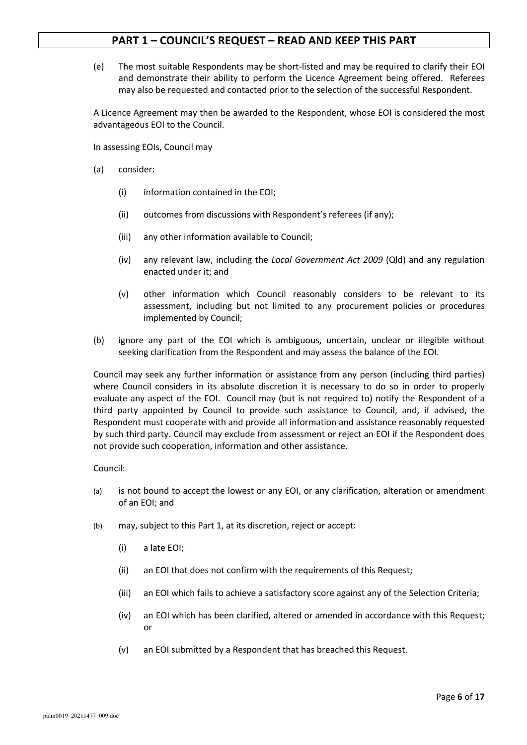## PART 1 – COUNCIL'S REQUEST – READ AND KEEP THIS PART

(e) The most suitable Respondents may be short-listed and may be required to clarify their EOI and demonstrate their ability to perform the Licence Agreement being offered. Referees may also be requested and contacted prior to the selection of the successful Respondent.

A Licence Agreement may then be awarded to the Respondent, whose EOI is considered the most advantageous EOI to the Council.

In assessing EOIs, Council may

(a) consider:

   (i) information contained in the EOI;

   (ii) outcomes from discussions with Respondent's referees (if any);

   (iii) any other information available to Council;

   (iv) any relevant law, including the *Local Government Act 2009* (Qld) and any regulation enacted under it; and

   (v) other information which Council reasonably considers to be relevant to its assessment, including but not limited to any procurement policies or procedures implemented by Council;

(b) ignore any part of the EOI which is ambiguous, uncertain, unclear or illegible without seeking clarification from the Respondent and may assess the balance of the EOI.

Council may seek any further information or assistance from any person (including third parties) where Council considers in its absolute discretion it is necessary to do so in order to properly evaluate any aspect of the EOI. Council may (but is not required to) notify the Respondent of a third party appointed by Council to provide such assistance to Council, and, if advised, the Respondent must cooperate with and provide all information and assistance reasonably requested by such third party. Council may exclude from assessment or reject an EOI if the Respondent does not provide such cooperation, information and other assistance.

Council:

(a) is not bound to accept the lowest or any EOI, or any clarification, alteration or amendment of an EOI; and

(b) may, subject to this Part 1, at its discretion, reject or accept:

   (i) a late EOI;

   (ii) an EOI that does not confirm with the requirements of this Request;

   (iii) an EOI which fails to achieve a satisfactory score against any of the Selection Criteria;

   (iv) an EOI which has been clarified, altered or amended in accordance with this Request; or

   (v) an EOI submitted by a Respondent that has breached this Request.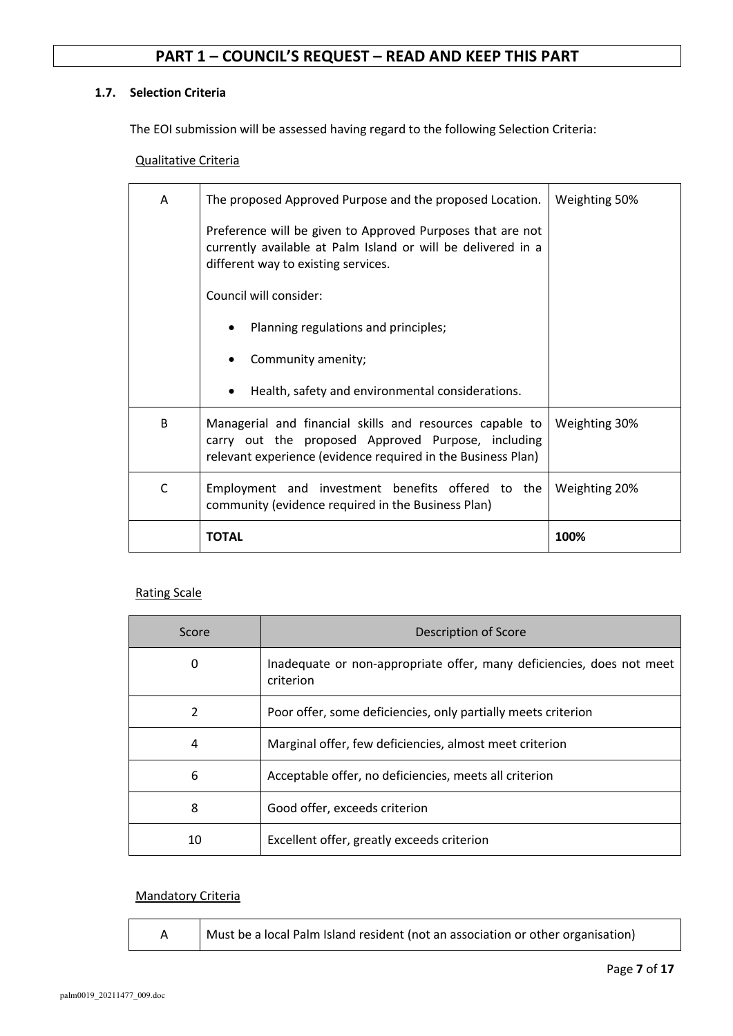# PART 1 – COUNCIL'S REQUEST – READ AND KEEP THIS PART

### 1.7. Selection Criteria

The EOI submission will be assessed having regard to the following Selection Criteria:

Qualitative Criteria

| | | |
|---|---|---|
| A | The proposed Approved Purpose and the proposed Location.<br><br>Preference will be given to Approved Purposes that are not currently available at Palm Island or will be delivered in a different way to existing services.<br><br>Council will consider:<br><br>• Planning regulations and principles;<br>• Community amenity;<br>• Health, safety and environmental considerations. | Weighting 50% |
| B | Managerial and financial skills and resources capable to carry out the proposed Approved Purpose, including relevant experience (evidence required in the Business Plan) | Weighting 30% |
| C | Employment and investment benefits offered to the community (evidence required in the Business Plan) | Weighting 20% |
| | **TOTAL** | **100%** |

Rating Scale

| Score | Description of Score |
|---|---|
| 0 | Inadequate or non-appropriate offer, many deficiencies, does not meet criterion |
| 2 | Poor offer, some deficiencies, only partially meets criterion |
| 4 | Marginal offer, few deficiencies, almost meet criterion |
| 6 | Acceptable offer, no deficiencies, meets all criterion |
| 8 | Good offer, exceeds criterion |
| 10 | Excellent offer, greatly exceeds criterion |

Mandatory Criteria

| | |
|---|---|
| A | Must be a local Palm Island resident (not an association or other organisation) |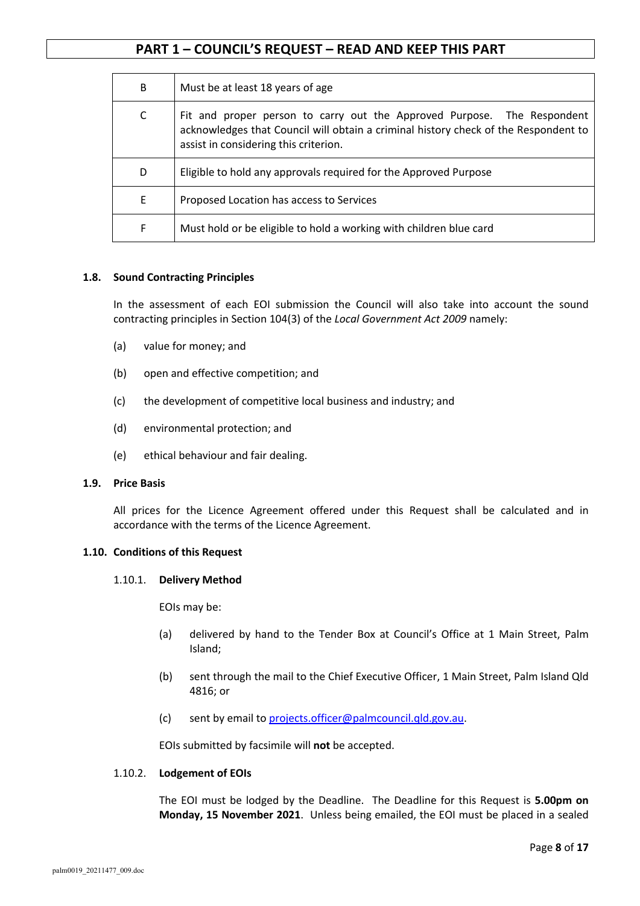## PART 1 – COUNCIL'S REQUEST – READ AND KEEP THIS PART

| | |
|---|---|
| B | Must be at least 18 years of age |
| C | Fit and proper person to carry out the Approved Purpose. The Respondent acknowledges that Council will obtain a criminal history check of the Respondent to assist in considering this criterion. |
| D | Eligible to hold any approvals required for the Approved Purpose |
| E | Proposed Location has access to Services |
| F | Must hold or be eligible to hold a working with children blue card |

### 1.8. Sound Contracting Principles

In the assessment of each EOI submission the Council will also take into account the sound contracting principles in Section 104(3) of the *Local Government Act 2009* namely:

(a) value for money; and

(b) open and effective competition; and

(c) the development of competitive local business and industry; and

(d) environmental protection; and

(e) ethical behaviour and fair dealing.

### 1.9. Price Basis

All prices for the Licence Agreement offered under this Request shall be calculated and in accordance with the terms of the Licence Agreement.

### 1.10. Conditions of this Request

#### 1.10.1. Delivery Method

EOIs may be:

(a) delivered by hand to the Tender Box at Council's Office at 1 Main Street, Palm Island;

(b) sent through the mail to the Chief Executive Officer, 1 Main Street, Palm Island Qld 4816; or

(c) sent by email to projects.officer@palmcouncil.qld.gov.au.

EOIs submitted by facsimile will **not** be accepted.

#### 1.10.2. Lodgement of EOIs

The EOI must be lodged by the Deadline. The Deadline for this Request is **5.00pm on Monday, 15 November 2021**. Unless being emailed, the EOI must be placed in a sealed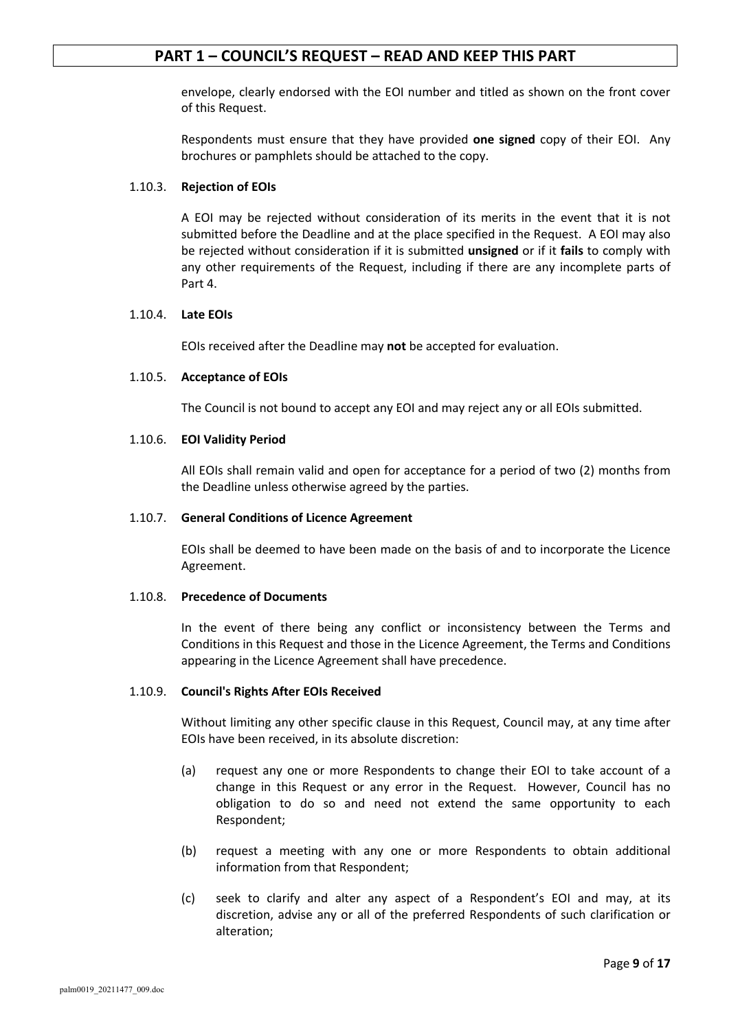envelope, clearly endorsed with the EOI number and titled as shown on the front cover of this Request.

Respondents must ensure that they have provided **one signed** copy of their EOI. Any brochures or pamphlets should be attached to the copy.

#### 1.10.3. Rejection of EOIs

A EOI may be rejected without consideration of its merits in the event that it is not submitted before the Deadline and at the place specified in the Request. A EOI may also be rejected without consideration if it is submitted **unsigned** or if it **fails** to comply with any other requirements of the Request, including if there are any incomplete parts of Part 4.

#### 1.10.4. Late EOIs

EOIs received after the Deadline may **not** be accepted for evaluation.

#### 1.10.5. Acceptance of EOIs

The Council is not bound to accept any EOI and may reject any or all EOIs submitted.

#### 1.10.6. EOI Validity Period

All EOIs shall remain valid and open for acceptance for a period of two (2) months from the Deadline unless otherwise agreed by the parties.

#### 1.10.7. General Conditions of Licence Agreement

EOIs shall be deemed to have been made on the basis of and to incorporate the Licence Agreement.

#### 1.10.8. Precedence of Documents

In the event of there being any conflict or inconsistency between the Terms and Conditions in this Request and those in the Licence Agreement, the Terms and Conditions appearing in the Licence Agreement shall have precedence.

#### 1.10.9. Council's Rights After EOIs Received

Without limiting any other specific clause in this Request, Council may, at any time after EOIs have been received, in its absolute discretion:

(a) request any one or more Respondents to change their EOI to take account of a change in this Request or any error in the Request. However, Council has no obligation to do so and need not extend the same opportunity to each Respondent;

(b) request a meeting with any one or more Respondents to obtain additional information from that Respondent;

(c) seek to clarify and alter any aspect of a Respondent's EOI and may, at its discretion, advise any or all of the preferred Respondents of such clarification or alteration;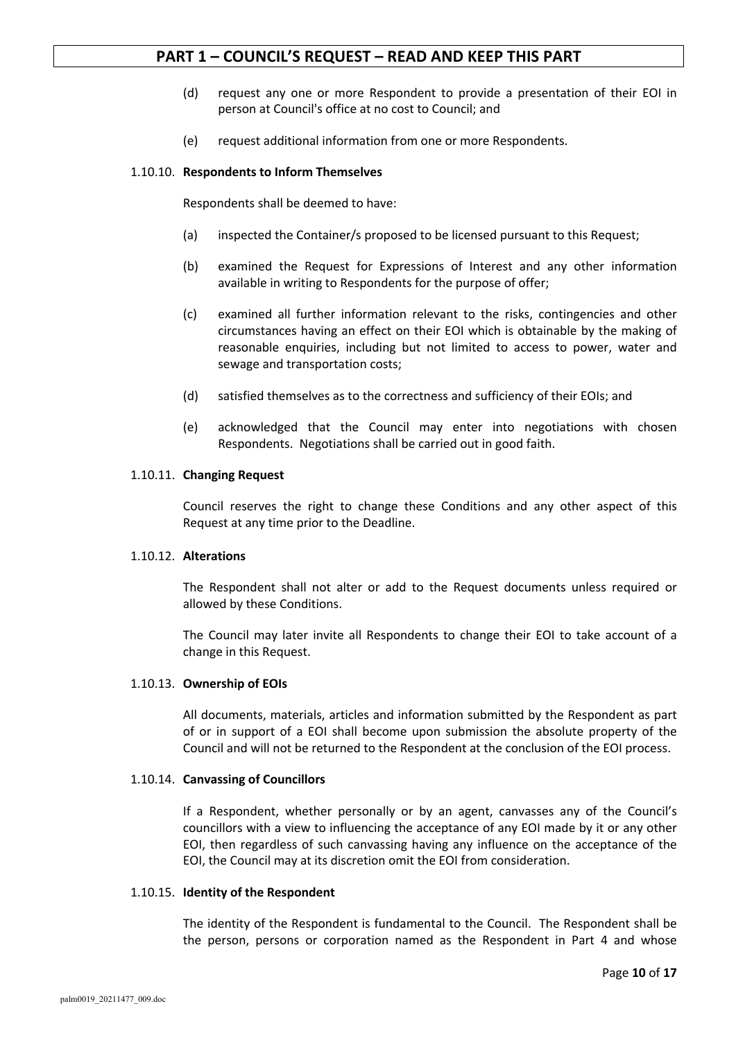(d) request any one or more Respondent to provide a presentation of their EOI in person at Council's office at no cost to Council; and

(e) request additional information from one or more Respondents.

#### 1.10.10. Respondents to Inform Themselves

Respondents shall be deemed to have:

(a) inspected the Container/s proposed to be licensed pursuant to this Request;

(b) examined the Request for Expressions of Interest and any other information available in writing to Respondents for the purpose of offer;

(c) examined all further information relevant to the risks, contingencies and other circumstances having an effect on their EOI which is obtainable by the making of reasonable enquiries, including but not limited to access to power, water and sewage and transportation costs;

(d) satisfied themselves as to the correctness and sufficiency of their EOIs; and

(e) acknowledged that the Council may enter into negotiations with chosen Respondents. Negotiations shall be carried out in good faith.

#### 1.10.11. Changing Request

Council reserves the right to change these Conditions and any other aspect of this Request at any time prior to the Deadline.

#### 1.10.12. Alterations

The Respondent shall not alter or add to the Request documents unless required or allowed by these Conditions.

The Council may later invite all Respondents to change their EOI to take account of a change in this Request.

#### 1.10.13. Ownership of EOIs

All documents, materials, articles and information submitted by the Respondent as part of or in support of a EOI shall become upon submission the absolute property of the Council and will not be returned to the Respondent at the conclusion of the EOI process.

#### 1.10.14. Canvassing of Councillors

If a Respondent, whether personally or by an agent, canvasses any of the Council's councillors with a view to influencing the acceptance of any EOI made by it or any other EOI, then regardless of such canvassing having any influence on the acceptance of the EOI, the Council may at its discretion omit the EOI from consideration.

#### 1.10.15. Identity of the Respondent

The identity of the Respondent is fundamental to the Council. The Respondent shall be the person, persons or corporation named as the Respondent in Part 4 and whose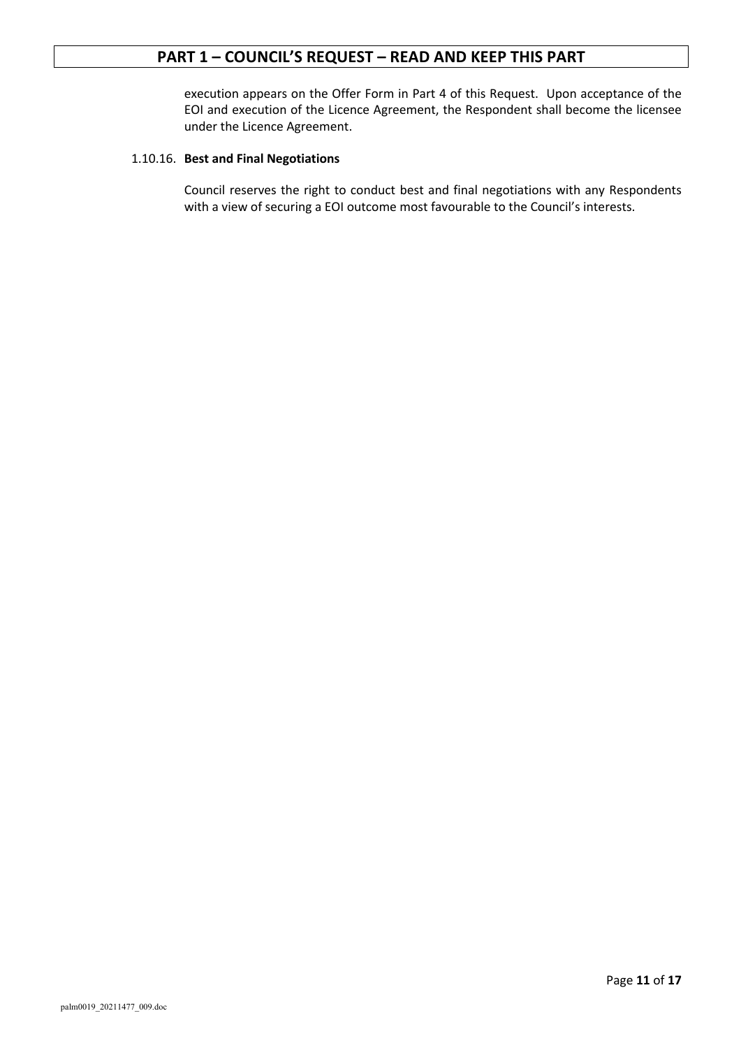execution appears on the Offer Form in Part 4 of this Request. Upon acceptance of the EOI and execution of the Licence Agreement, the Respondent shall become the licensee under the Licence Agreement.

1.10.16. **Best and Final Negotiations**

Council reserves the right to conduct best and final negotiations with any Respondents with a view of securing a EOI outcome most favourable to the Council's interests.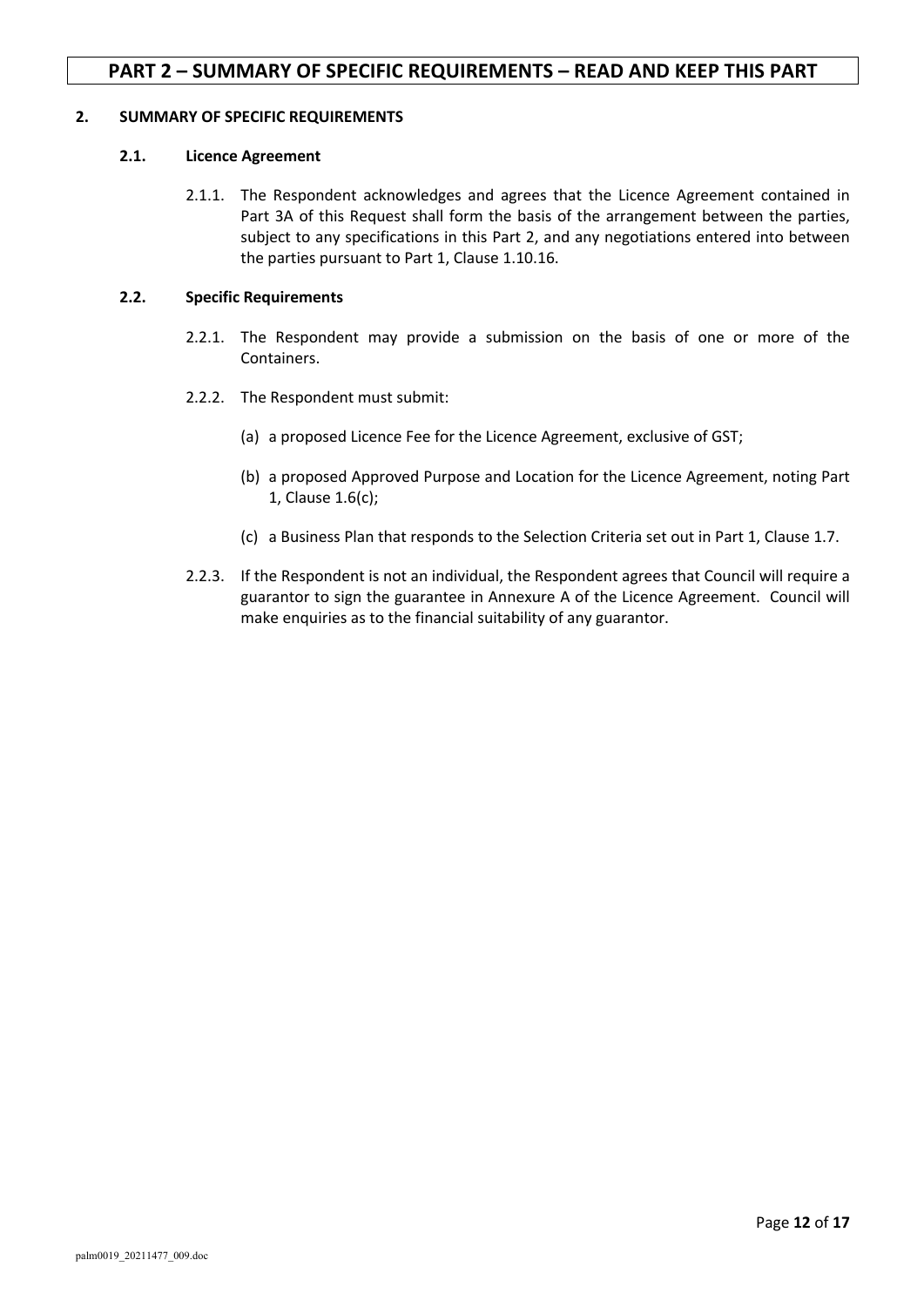# PART 2 – SUMMARY OF SPECIFIC REQUIREMENTS – READ AND KEEP THIS PART

## 2. SUMMARY OF SPECIFIC REQUIREMENTS

### 2.1. Licence Agreement

2.1.1. The Respondent acknowledges and agrees that the Licence Agreement contained in Part 3A of this Request shall form the basis of the arrangement between the parties, subject to any specifications in this Part 2, and any negotiations entered into between the parties pursuant to Part 1, Clause 1.10.16.

### 2.2. Specific Requirements

2.2.1. The Respondent may provide a submission on the basis of one or more of the Containers.

2.2.2. The Respondent must submit:

(a) a proposed Licence Fee for the Licence Agreement, exclusive of GST;

(b) a proposed Approved Purpose and Location for the Licence Agreement, noting Part 1, Clause 1.6(c);

(c) a Business Plan that responds to the Selection Criteria set out in Part 1, Clause 1.7.

2.2.3. If the Respondent is not an individual, the Respondent agrees that Council will require a guarantor to sign the guarantee in Annexure A of the Licence Agreement. Council will make enquiries as to the financial suitability of any guarantor.

palm0019_20211477_009.doc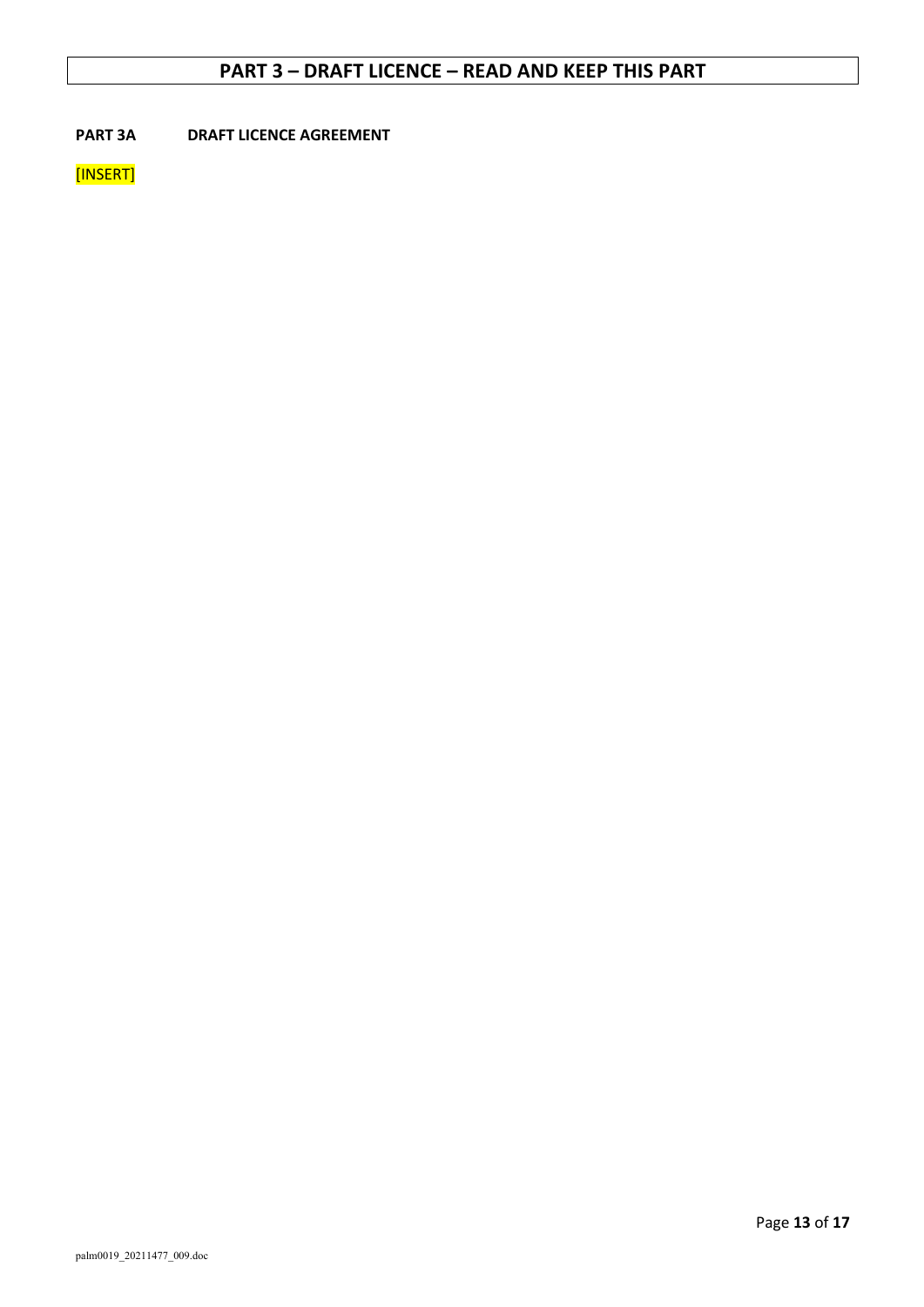# PART 3 – DRAFT LICENCE – READ AND KEEP THIS PART

**PART 3A DRAFT LICENCE AGREEMENT**

[INSERT]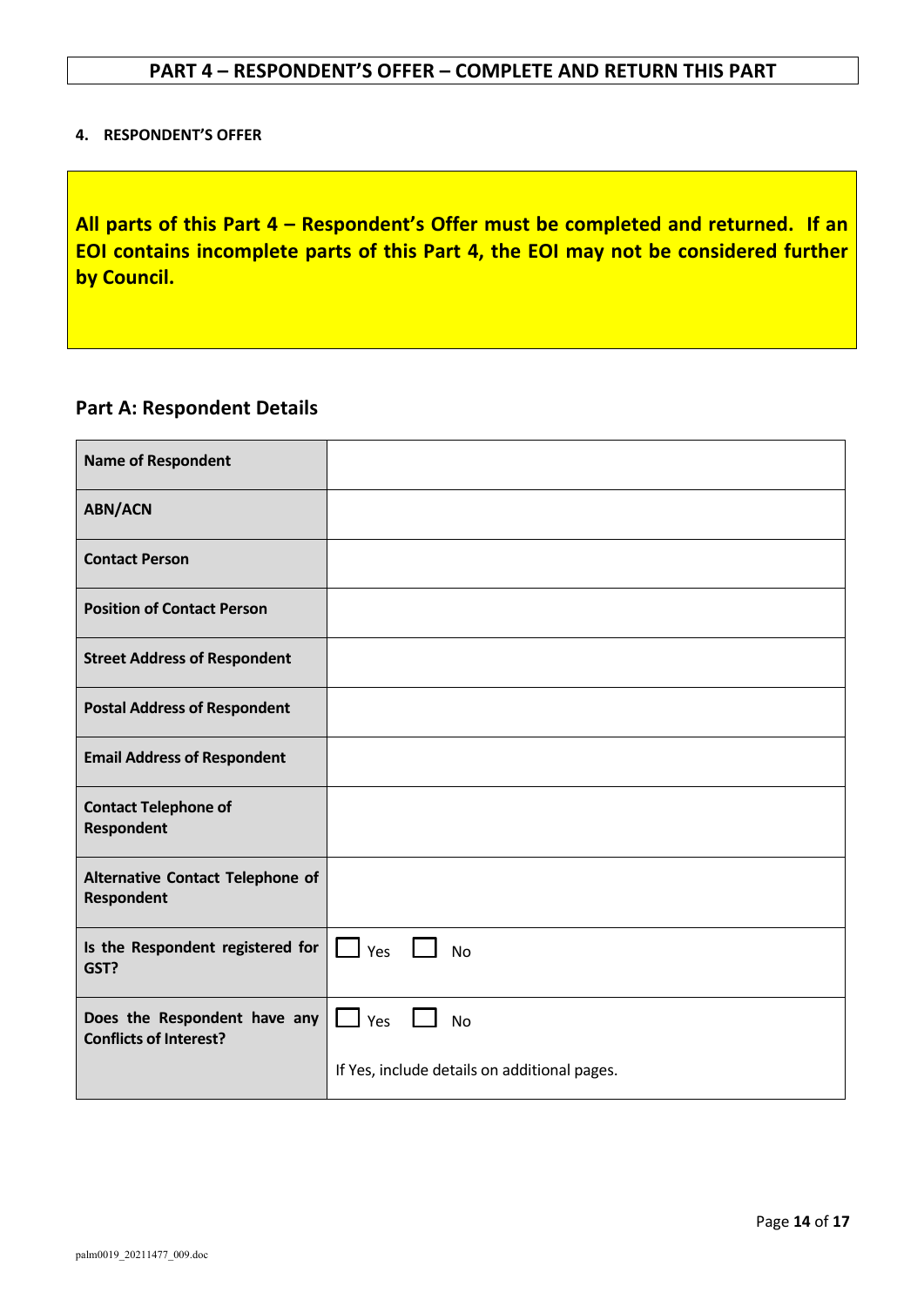## PART 4 – RESPONDENT'S OFFER – COMPLETE AND RETURN THIS PART

**4. RESPONDENT'S OFFER**

**All parts of this Part 4 – Respondent's Offer must be completed and returned. If an EOI contains incomplete parts of this Part 4, the EOI may not be considered further by Council.**

### Part A: Respondent Details

| | |
|---|---|
| **Name of Respondent** | |
| **ABN/ACN** | |
| **Contact Person** | |
| **Position of Contact Person** | |
| **Street Address of Respondent** | |
| **Postal Address of Respondent** | |
| **Email Address of Respondent** | |
| **Contact Telephone of Respondent** | |
| **Alternative Contact Telephone of Respondent** | |
| **Is the Respondent registered for GST?** | ☐ Yes ☐ No |
| **Does the Respondent have any Conflicts of Interest?** | ☐ Yes ☐ No<br>If Yes, include details on additional pages. |

palm0019_20211477_009.doc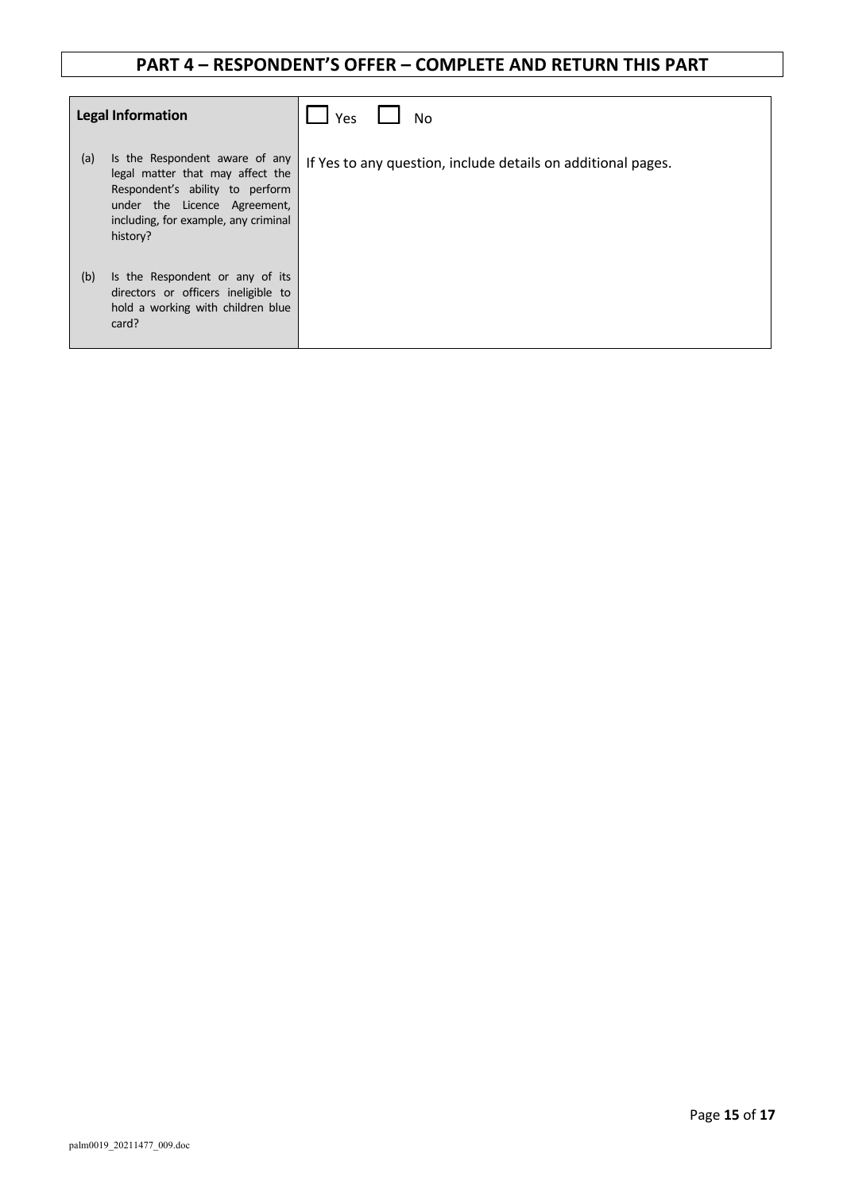## PART 4 – RESPONDENT'S OFFER – COMPLETE AND RETURN THIS PART

| **Legal Information** | ☐ Yes ☐ No |
|---|---|
| (a) Is the Respondent aware of any legal matter that may affect the Respondent's ability to perform under the Licence Agreement, including, for example, any criminal history?<br><br>(b) Is the Respondent or any of its directors or officers ineligible to hold a working with children blue card? | If Yes to any question, include details on additional pages. |

palm0019_20211477_009.doc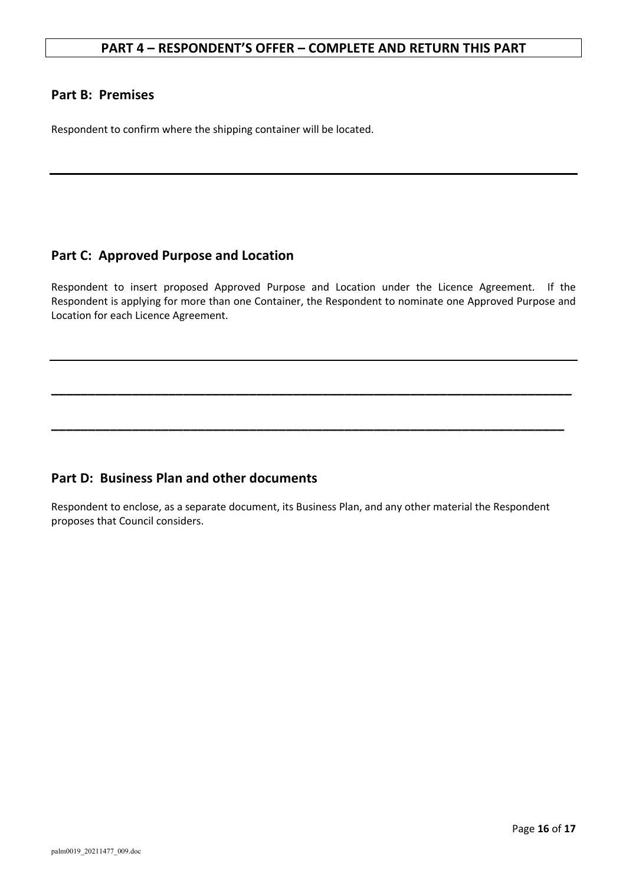## PART 4 – RESPONDENT'S OFFER – COMPLETE AND RETURN THIS PART

### Part B: Premises

Respondent to confirm where the shipping container will be located.

---

### Part C: Approved Purpose and Location

Respondent to insert proposed Approved Purpose and Location under the Licence Agreement. If the Respondent is applying for more than one Container, the Respondent to nominate one Approved Purpose and Location for each Licence Agreement.

---

\_\_\_\_\_\_\_\_\_\_\_\_\_\_\_\_\_\_\_\_\_\_\_\_\_\_\_\_\_\_\_\_\_\_\_\_\_\_\_\_\_\_\_\_\_\_\_\_\_\_\_\_\_\_\_\_\_\_\_\_\_\_\_\_\_\_\_\_\_\_\_\_\_\_\_\_

\_\_\_\_\_\_\_\_\_\_\_\_\_\_\_\_\_\_\_\_\_\_\_\_\_\_\_\_\_\_\_\_\_\_\_\_\_\_\_\_\_\_\_\_\_\_\_\_\_\_\_\_\_\_\_\_\_\_\_\_\_\_\_\_\_\_\_\_\_\_\_\_\_\_\_

### Part D: Business Plan and other documents

Respondent to enclose, as a separate document, its Business Plan, and any other material the Respondent proposes that Council considers.

palm0019_20211477_009.doc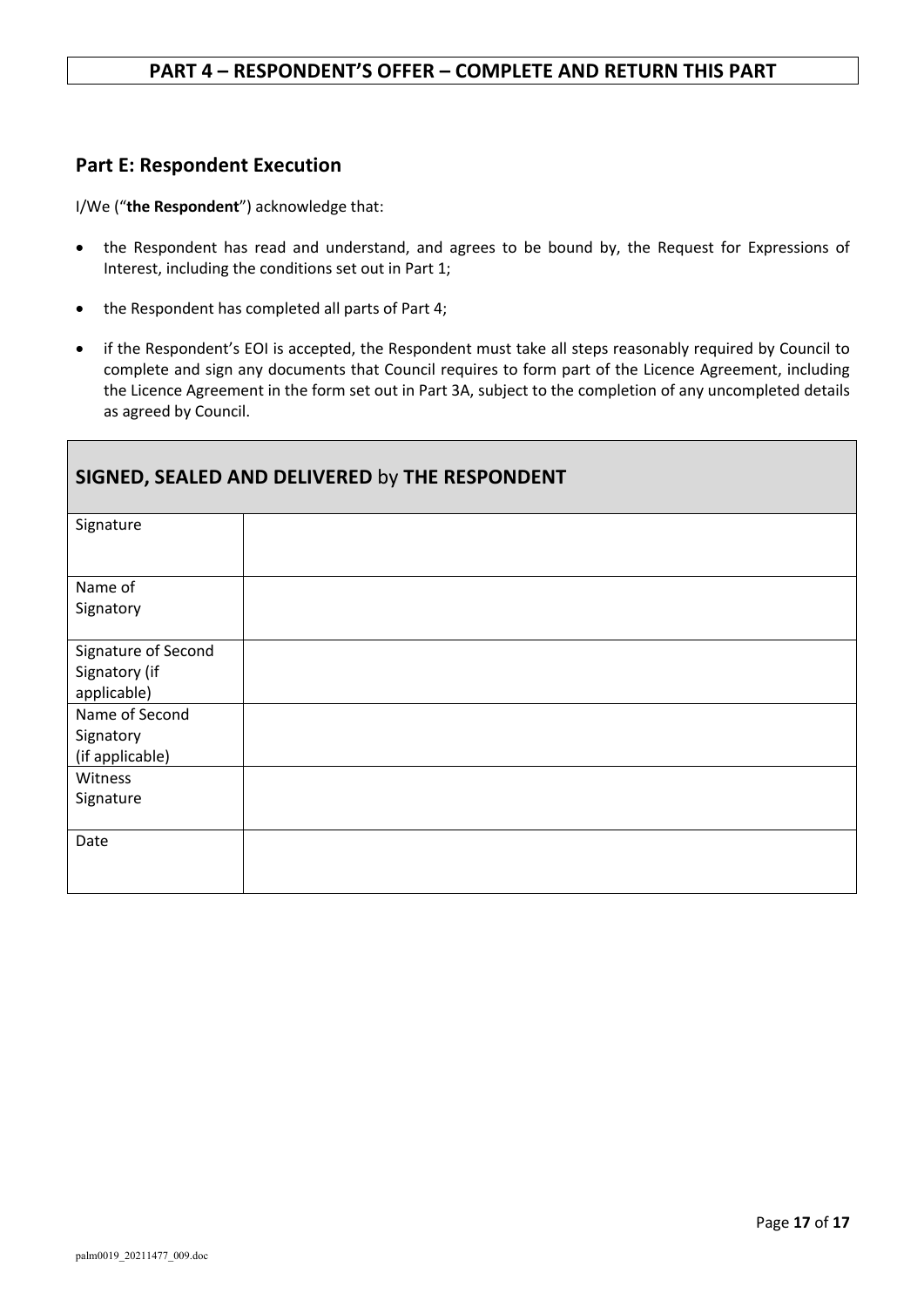## PART 4 – RESPONDENT'S OFFER – COMPLETE AND RETURN THIS PART

### Part E: Respondent Execution

I/We ("**the Respondent**") acknowledge that:

- the Respondent has read and understand, and agrees to be bound by, the Request for Expressions of Interest, including the conditions set out in Part 1;
- the Respondent has completed all parts of Part 4;
- if the Respondent's EOI is accepted, the Respondent must take all steps reasonably required by Council to complete and sign any documents that Council requires to form part of the Licence Agreement, including the Licence Agreement in the form set out in Part 3A, subject to the completion of any uncompleted details as agreed by Council.

| **SIGNED, SEALED AND DELIVERED** by **THE RESPONDENT** | |
|---|---|
| Signature | |
| Name of Signatory | |
| Signature of Second Signatory (if applicable) | |
| Name of Second Signatory (if applicable) | |
| Witness Signature | |
| Date | |

palm0019_20211477_009.doc